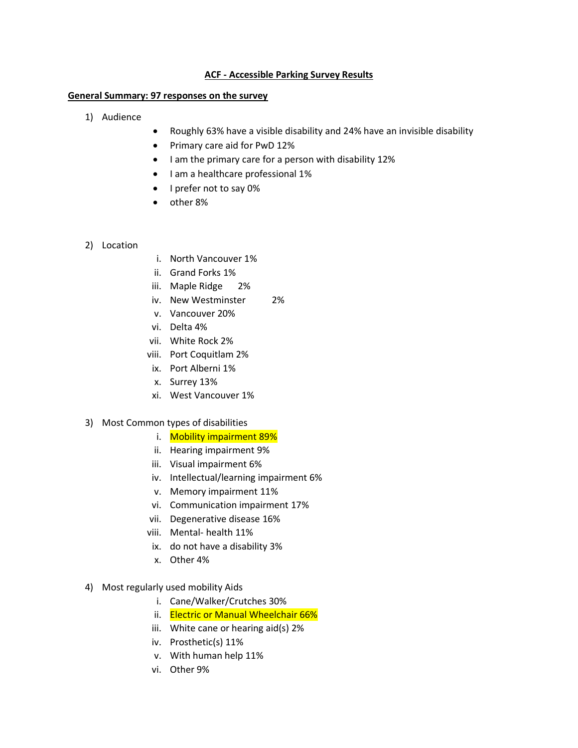**ACF - Accessible Parking Survey Results**

**General Summary: 97 responses on the survey**

1) Audience
    - Roughly 63% have a visible disability and 24% have an invisible disability
    - Primary care aid for PwD 12%
    - I am the primary care for a person with disability 12%
    - I am a healthcare professional 1%
    - I prefer not to say 0%
    - other 8%

2) Location
    i. North Vancouver 1%
    ii. Grand Forks 1%
    iii. Maple Ridge 2%
    iv. New Westminster 2%
    v. Vancouver 20%
    vi. Delta 4%
    vii. White Rock 2%
    viii. Port Coquitlam 2%
    ix. Port Alberni 1%
    x. Surrey 13%
    xi. West Vancouver 1%

3) Most Common types of disabilities
    i. Mobility impairment 89%
    ii. Hearing impairment 9%
    iii. Visual impairment 6%
    iv. Intellectual/learning impairment 6%
    v. Memory impairment 11%
    vi. Communication impairment 17%
    vii. Degenerative disease 16%
    viii. Mental- health 11%
    ix. do not have a disability 3%
    x. Other 4%

4) Most regularly used mobility Aids
    i. Cane/Walker/Crutches 30%
    ii. Electric or Manual Wheelchair 66%
    iii. White cane or hearing aid(s) 2%
    iv. Prosthetic(s) 11%
    v. With human help 11%
    vi. Other 9%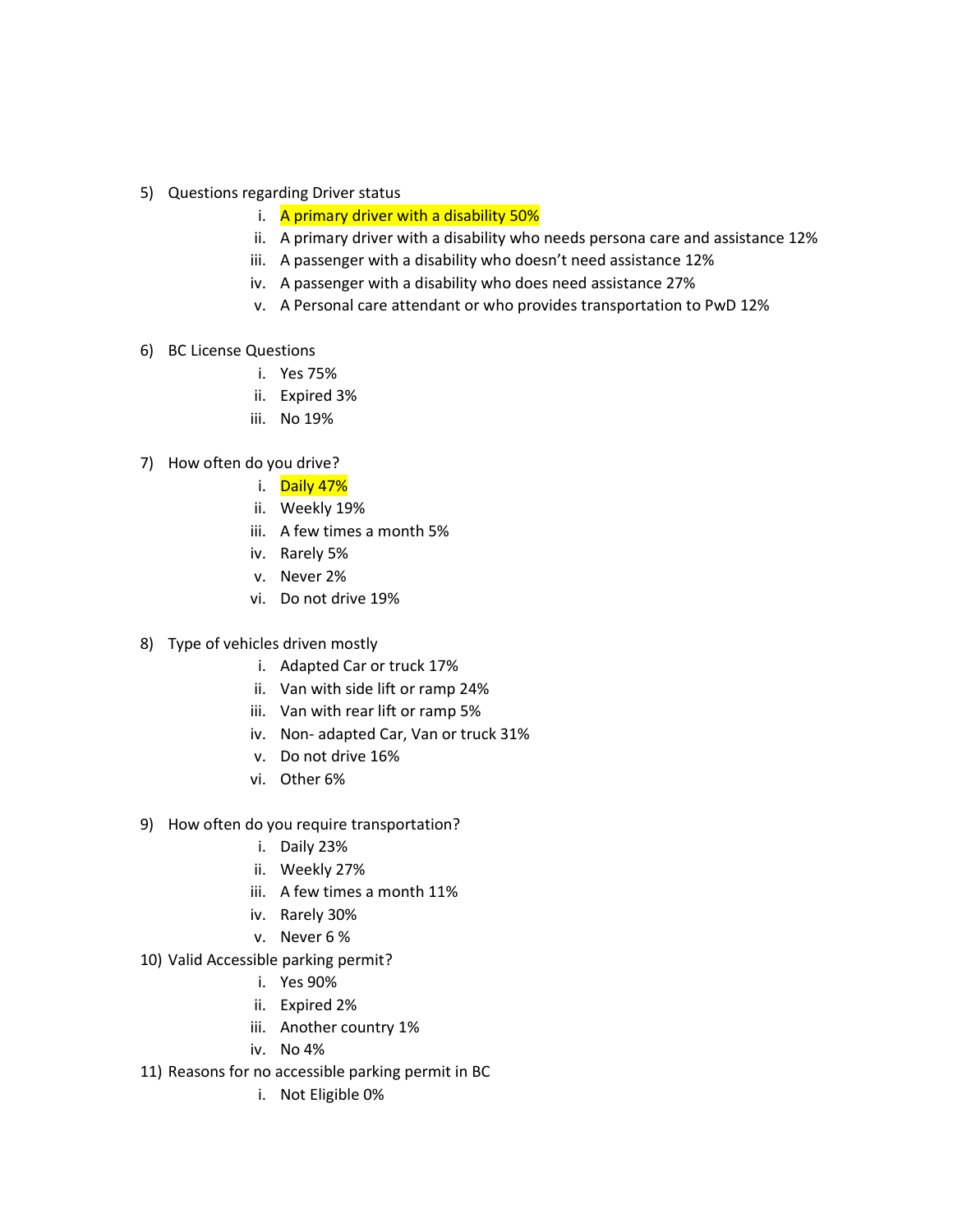5) Questions regarding Driver status
    i. A primary driver with a disability 50%
    ii. A primary driver with a disability who needs persona care and assistance 12%
    iii. A passenger with a disability who doesn't need assistance 12%
    iv. A passenger with a disability who does need assistance 27%
    v. A Personal care attendant or who provides transportation to PwD 12%

6) BC License Questions
    i. Yes 75%
    ii. Expired 3%
    iii. No 19%

7) How often do you drive?
    i. Daily 47%
    ii. Weekly 19%
    iii. A few times a month 5%
    iv. Rarely 5%
    v. Never 2%
    vi. Do not drive 19%

8) Type of vehicles driven mostly
    i. Adapted Car or truck 17%
    ii. Van with side lift or ramp 24%
    iii. Van with rear lift or ramp 5%
    iv. Non- adapted Car, Van or truck 31%
    v. Do not drive 16%
    vi. Other 6%

9) How often do you require transportation?
    i. Daily 23%
    ii. Weekly 27%
    iii. A few times a month 11%
    iv. Rarely 30%
    v. Never 6 %

10) Valid Accessible parking permit?
    i. Yes 90%
    ii. Expired 2%
    iii. Another country 1%
    iv. No 4%

11) Reasons for no accessible parking permit in BC
    i. Not Eligible 0%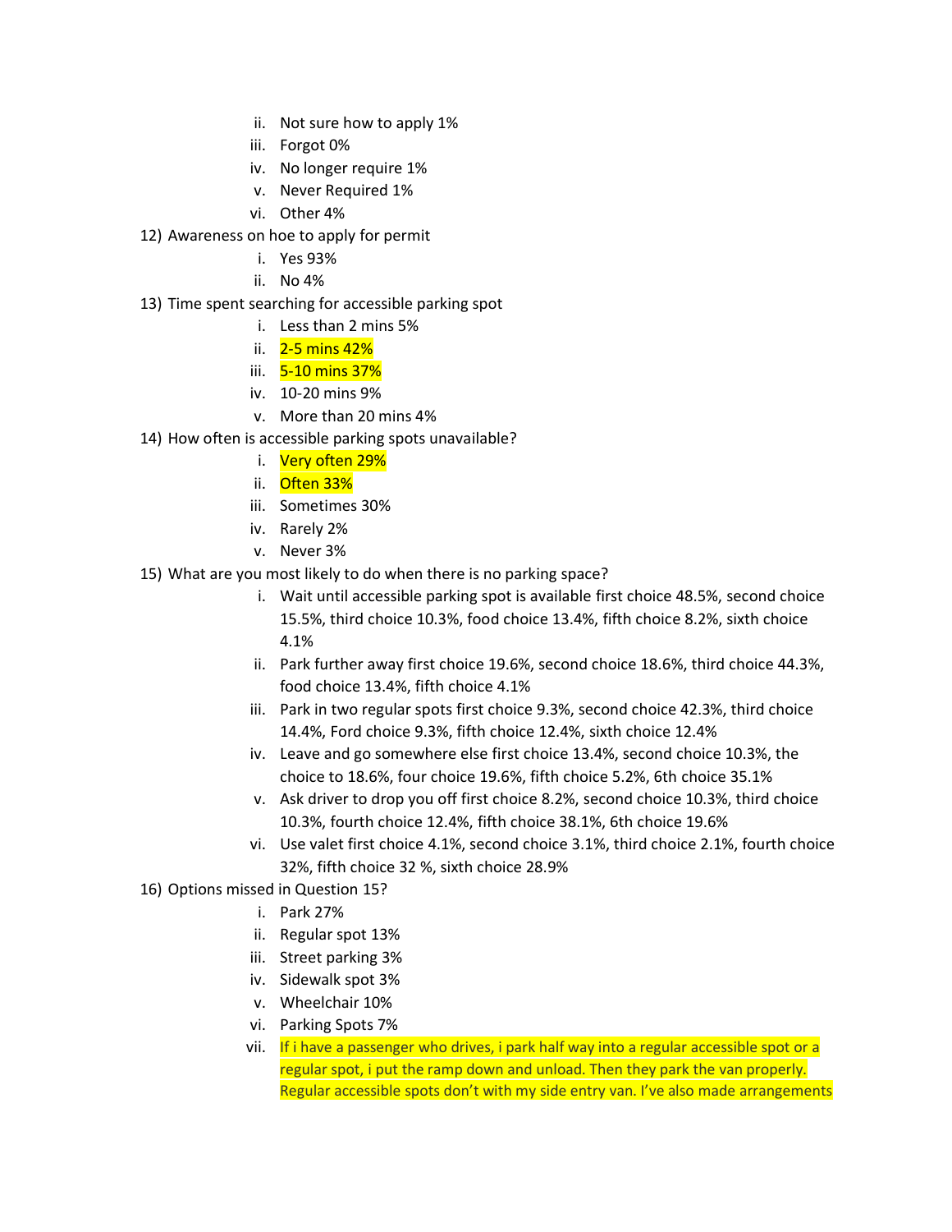ii. Not sure how to apply 1%
iii. Forgot 0%
iv. No longer require 1%
v. Never Required 1%
vi. Other 4%

12) Awareness on hoe to apply for permit
    i. Yes 93%
    ii. No 4%
13) Time spent searching for accessible parking spot
    i. Less than 2 mins 5%
    ii. 2-5 mins 42%
    iii. 5-10 mins 37%
    iv. 10-20 mins 9%
    v. More than 20 mins 4%
14) How often is accessible parking spots unavailable?
    i. Very often 29%
    ii. Often 33%
    iii. Sometimes 30%
    iv. Rarely 2%
    v. Never 3%
15) What are you most likely to do when there is no parking space?
    i. Wait until accessible parking spot is available first choice 48.5%, second choice 15.5%, third choice 10.3%, food choice 13.4%, fifth choice 8.2%, sixth choice 4.1%
    ii. Park further away first choice 19.6%, second choice 18.6%, third choice 44.3%, food choice 13.4%, fifth choice 4.1%
    iii. Park in two regular spots first choice 9.3%, second choice 42.3%, third choice 14.4%, Ford choice 9.3%, fifth choice 12.4%, sixth choice 12.4%
    iv. Leave and go somewhere else first choice 13.4%, second choice 10.3%, the choice to 18.6%, four choice 19.6%, fifth choice 5.2%, 6th choice 35.1%
    v. Ask driver to drop you off first choice 8.2%, second choice 10.3%, third choice 10.3%, fourth choice 12.4%, fifth choice 38.1%, 6th choice 19.6%
    vi. Use valet first choice 4.1%, second choice 3.1%, third choice 2.1%, fourth choice 32%, fifth choice 32 %, sixth choice 28.9%
16) Options missed in Question 15?
    i. Park 27%
    ii. Regular spot 13%
    iii. Street parking 3%
    iv. Sidewalk spot 3%
    v. Wheelchair 10%
    vi. Parking Spots 7%
    vii. If i have a passenger who drives, i park half way into a regular accessible spot or a regular spot, i put the ramp down and unload. Then they park the van properly. Regular accessible spots don't with my side entry van. I've also made arrangements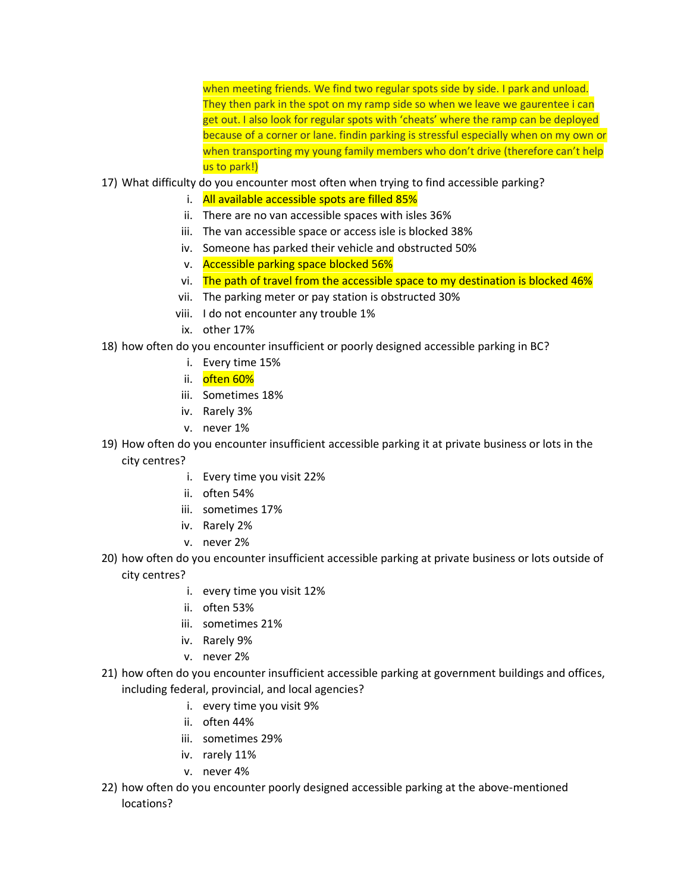when meeting friends. We find two regular spots side by side. I park and unload. They then park in the spot on my ramp side so when we leave we gaurentee i can get out. I also look for regular spots with 'cheats' where the ramp can be deployed because of a corner or lane. findin parking is stressful especially when on my own or when transporting my young family members who don't drive (therefore can't help us to park!)

17) What difficulty do you encounter most often when trying to find accessible parking?
    - i. All available accessible spots are filled 85%
    - ii. There are no van accessible spaces with isles 36%
    - iii. The van accessible space or access isle is blocked 38%
    - iv. Someone has parked their vehicle and obstructed 50%
    - v. Accessible parking space blocked 56%
    - vi. The path of travel from the accessible space to my destination is blocked 46%
    - vii. The parking meter or pay station is obstructed 30%
    - viii. I do not encounter any trouble 1%
    - ix. other 17%
18) how often do you encounter insufficient or poorly designed accessible parking in BC?
    - i. Every time 15%
    - ii. often 60%
    - iii. Sometimes 18%
    - iv. Rarely 3%
    - v. never 1%
19) How often do you encounter insufficient accessible parking it at private business or lots in the city centres?
    - i. Every time you visit 22%
    - ii. often 54%
    - iii. sometimes 17%
    - iv. Rarely 2%
    - v. never 2%
20) how often do you encounter insufficient accessible parking at private business or lots outside of city centres?
    - i. every time you visit 12%
    - ii. often 53%
    - iii. sometimes 21%
    - iv. Rarely 9%
    - v. never 2%
21) how often do you encounter insufficient accessible parking at government buildings and offices, including federal, provincial, and local agencies?
    - i. every time you visit 9%
    - ii. often 44%
    - iii. sometimes 29%
    - iv. rarely 11%
    - v. never 4%
22) how often do you encounter poorly designed accessible parking at the above-mentioned locations?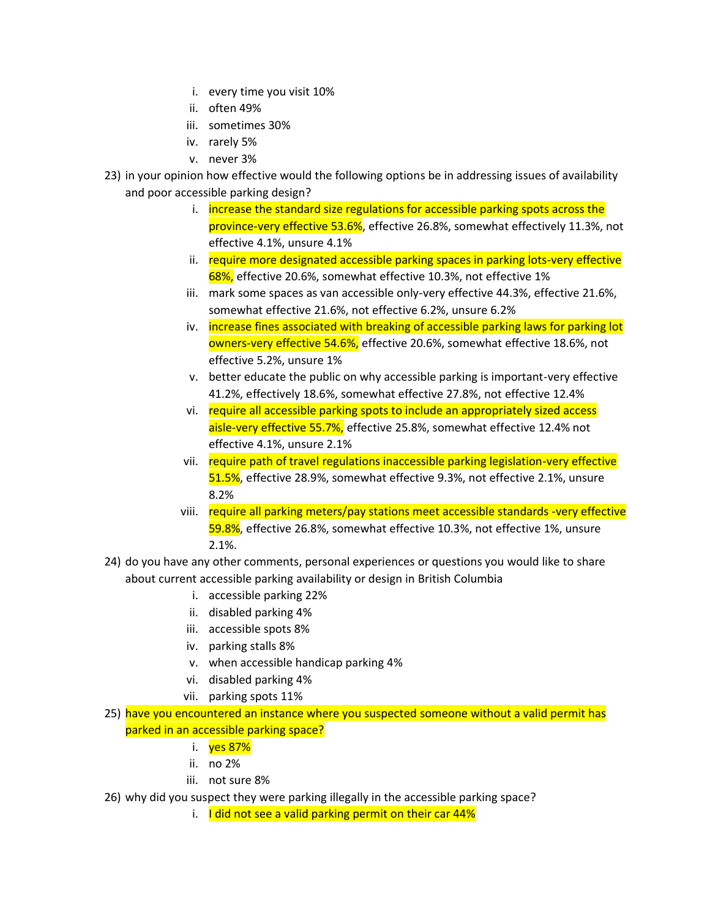i. every time you visit 10%
   ii. often 49%
   iii. sometimes 30%
   iv. rarely 5%
   v. never 3%

23) in your opinion how effective would the following options be in addressing issues of availability and poor accessible parking design?
   i. increase the standard size regulations for accessible parking spots across the province-very effective 53.6%, effective 26.8%, somewhat effectively 11.3%, not effective 4.1%, unsure 4.1%
   ii. require more designated accessible parking spaces in parking lots-very effective 68%, effective 20.6%, somewhat effective 10.3%, not effective 1%
   iii. mark some spaces as van accessible only-very effective 44.3%, effective 21.6%, somewhat effective 21.6%, not effective 6.2%, unsure 6.2%
   iv. increase fines associated with breaking of accessible parking laws for parking lot owners-very effective 54.6%, effective 20.6%, somewhat effective 18.6%, not effective 5.2%, unsure 1%
   v. better educate the public on why accessible parking is important-very effective 41.2%, effectively 18.6%, somewhat effective 27.8%, not effective 12.4%
   vi. require all accessible parking spots to include an appropriately sized access aisle-very effective 55.7%, effective 25.8%, somewhat effective 12.4% not effective 4.1%, unsure 2.1%
   vii. require path of travel regulations inaccessible parking legislation-very effective 51.5%, effective 28.9%, somewhat effective 9.3%, not effective 2.1%, unsure 8.2%
   viii. require all parking meters/pay stations meet accessible standards -very effective 59.8%, effective 26.8%, somewhat effective 10.3%, not effective 1%, unsure 2.1%.

24) do you have any other comments, personal experiences or questions you would like to share about current accessible parking availability or design in British Columbia
   i. accessible parking 22%
   ii. disabled parking 4%
   iii. accessible spots 8%
   iv. parking stalls 8%
   v. when accessible handicap parking 4%
   vi. disabled parking 4%
   vii. parking spots 11%

25) have you encountered an instance where you suspected someone without a valid permit has parked in an accessible parking space?
   i. yes 87%
   ii. no 2%
   iii. not sure 8%

26) why did you suspect they were parking illegally in the accessible parking space?
   i. I did not see a valid parking permit on their car 44%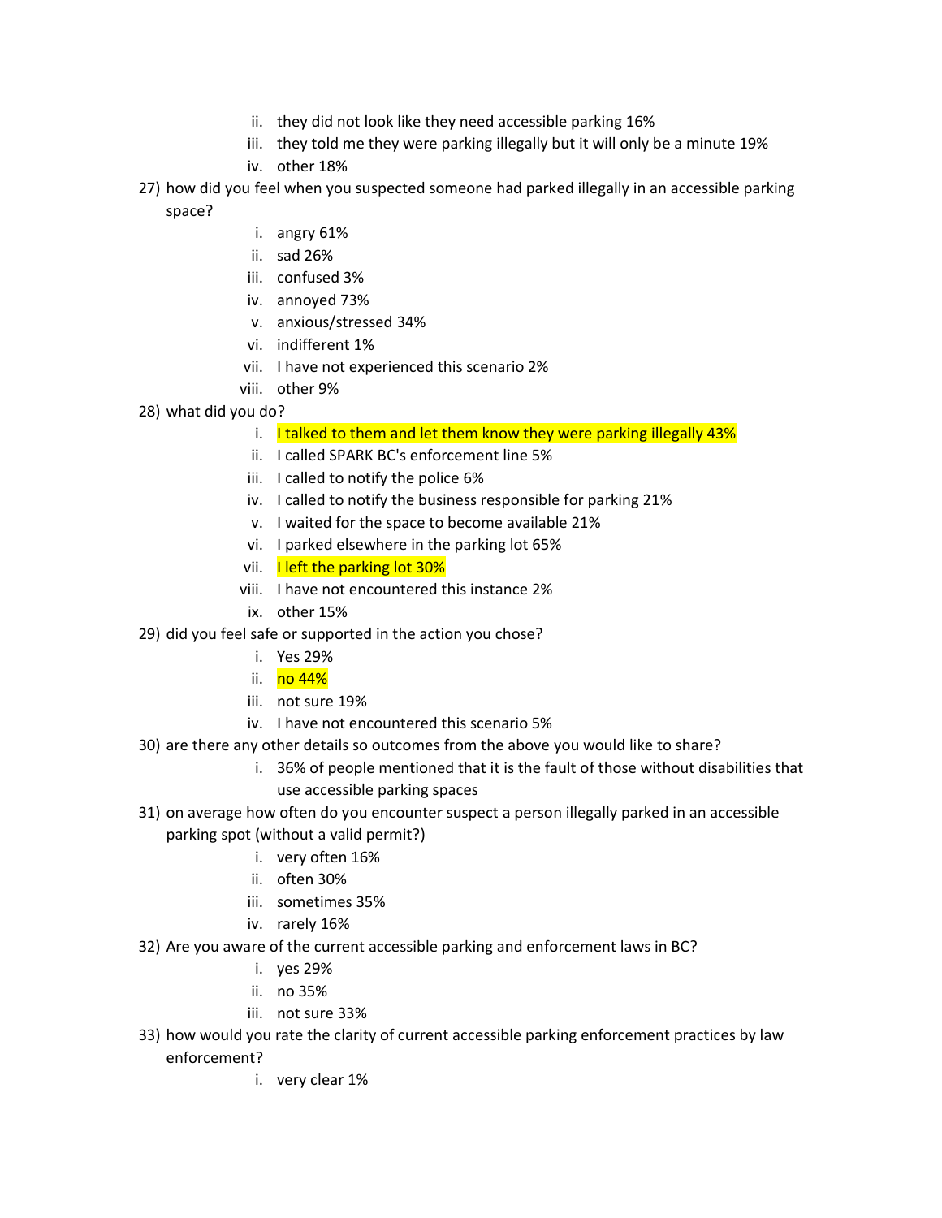ii. they did not look like they need accessible parking 16%
   iii. they told me they were parking illegally but it will only be a minute 19%
   iv. other 18%

27) how did you feel when you suspected someone had parked illegally in an accessible parking space?
   i. angry 61%
   ii. sad 26%
   iii. confused 3%
   iv. annoyed 73%
   v. anxious/stressed 34%
   vi. indifferent 1%
   vii. I have not experienced this scenario 2%
   viii. other 9%

28) what did you do?
   i. I talked to them and let them know they were parking illegally 43%
   ii. I called SPARK BC's enforcement line 5%
   iii. I called to notify the police 6%
   iv. I called to notify the business responsible for parking 21%
   v. I waited for the space to become available 21%
   vi. I parked elsewhere in the parking lot 65%
   vii. I left the parking lot 30%
   viii. I have not encountered this instance 2%
   ix. other 15%

29) did you feel safe or supported in the action you chose?
   i. Yes 29%
   ii. no 44%
   iii. not sure 19%
   iv. I have not encountered this scenario 5%

30) are there any other details so outcomes from the above you would like to share?
   i. 36% of people mentioned that it is the fault of those without disabilities that use accessible parking spaces

31) on average how often do you encounter suspect a person illegally parked in an accessible parking spot (without a valid permit?)
   i. very often 16%
   ii. often 30%
   iii. sometimes 35%
   iv. rarely 16%

32) Are you aware of the current accessible parking and enforcement laws in BC?
   i. yes 29%
   ii. no 35%
   iii. not sure 33%

33) how would you rate the clarity of current accessible parking enforcement practices by law enforcement?
   i. very clear 1%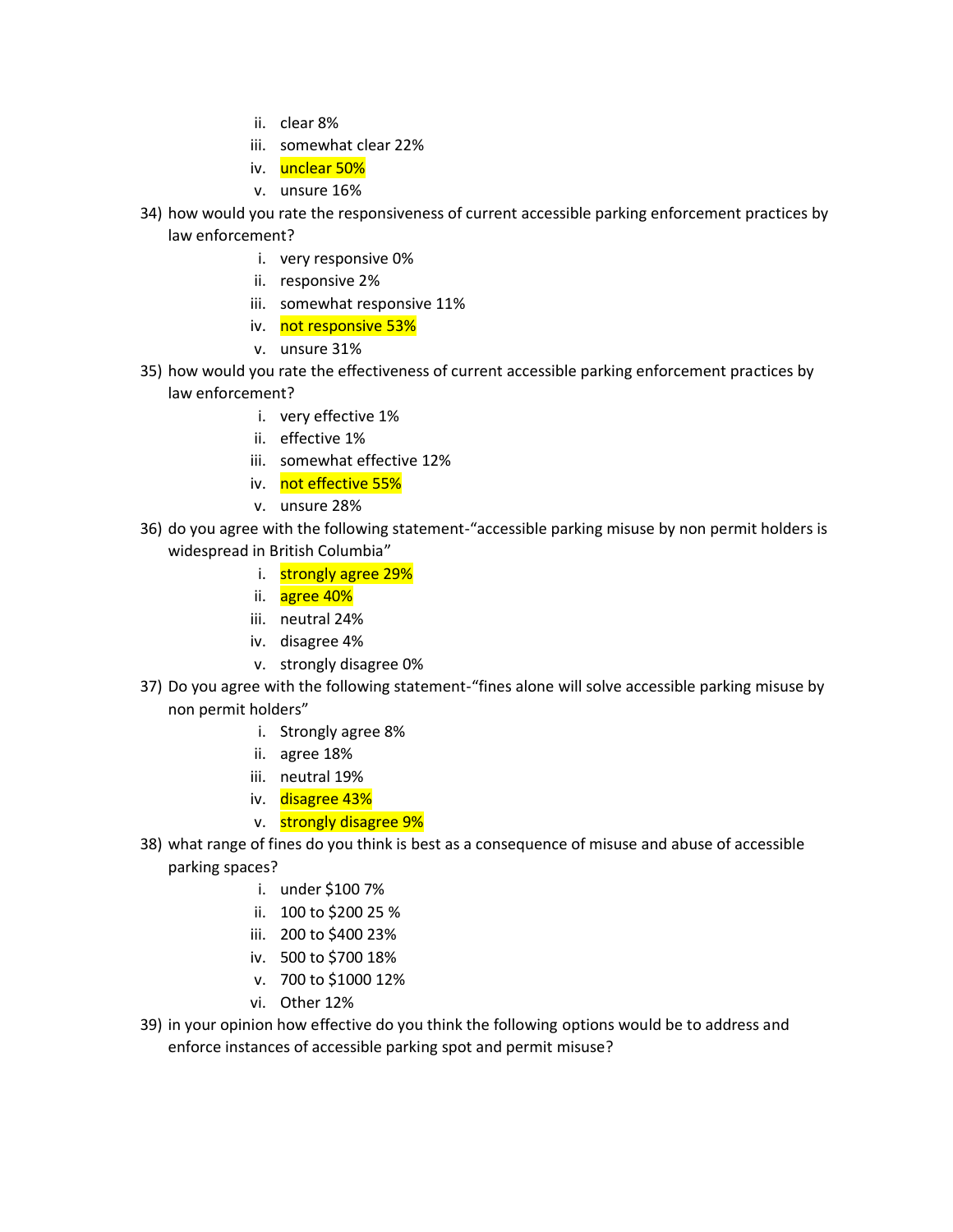ii. clear 8%
    iii. somewhat clear 22%
    iv. unclear 50%
    v. unsure 16%

34) how would you rate the responsiveness of current accessible parking enforcement practices by law enforcement?
    i. very responsive 0%
    ii. responsive 2%
    iii. somewhat responsive 11%
    iv. not responsive 53%
    v. unsure 31%

35) how would you rate the effectiveness of current accessible parking enforcement practices by law enforcement?
    i. very effective 1%
    ii. effective 1%
    iii. somewhat effective 12%
    iv. not effective 55%
    v. unsure 28%

36) do you agree with the following statement-"accessible parking misuse by non permit holders is widespread in British Columbia"
    i. strongly agree 29%
    ii. agree 40%
    iii. neutral 24%
    iv. disagree 4%
    v. strongly disagree 0%

37) Do you agree with the following statement-"fines alone will solve accessible parking misuse by non permit holders"
    i. Strongly agree 8%
    ii. agree 18%
    iii. neutral 19%
    iv. disagree 43%
    v. strongly disagree 9%

38) what range of fines do you think is best as a consequence of misuse and abuse of accessible parking spaces?
    i. under $100 7%
    ii. 100 to $200 25 %
    iii. 200 to $400 23%
    iv. 500 to $700 18%
    v. 700 to $1000 12%
    vi. Other 12%

39) in your opinion how effective do you think the following options would be to address and enforce instances of accessible parking spot and permit misuse?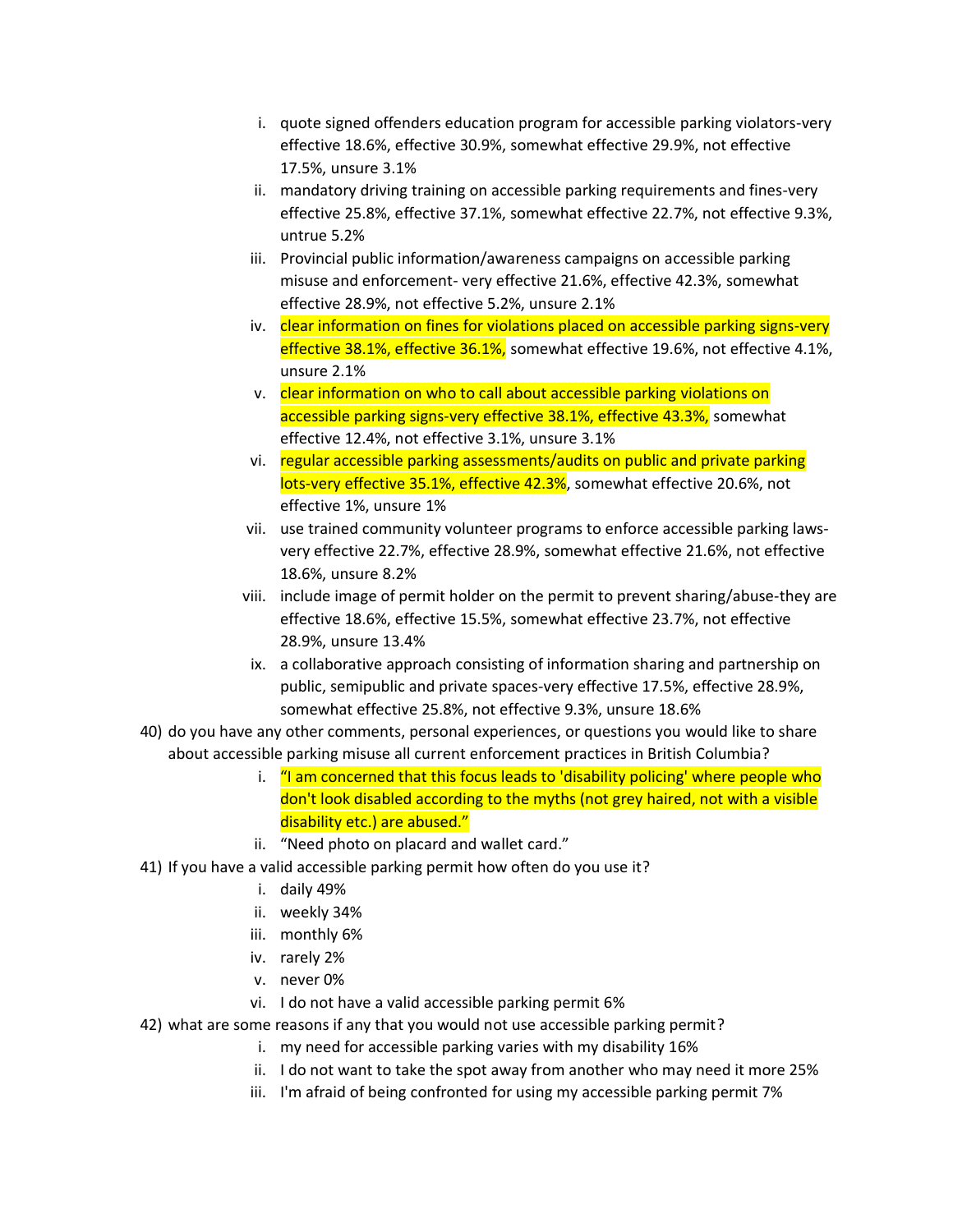i. quote signed offenders education program for accessible parking violators-very effective 18.6%, effective 30.9%, somewhat effective 29.9%, not effective 17.5%, unsure 3.1%
   ii. mandatory driving training on accessible parking requirements and fines-very effective 25.8%, effective 37.1%, somewhat effective 22.7%, not effective 9.3%, untrue 5.2%
   iii. Provincial public information/awareness campaigns on accessible parking misuse and enforcement- very effective 21.6%, effective 42.3%, somewhat effective 28.9%, not effective 5.2%, unsure 2.1%
   iv. clear information on fines for violations placed on accessible parking signs-very effective 38.1%, effective 36.1%, somewhat effective 19.6%, not effective 4.1%, unsure 2.1%
   v. clear information on who to call about accessible parking violations on accessible parking signs-very effective 38.1%, effective 43.3%, somewhat effective 12.4%, not effective 3.1%, unsure 3.1%
   vi. regular accessible parking assessments/audits on public and private parking lots-very effective 35.1%, effective 42.3%, somewhat effective 20.6%, not effective 1%, unsure 1%
   vii. use trained community volunteer programs to enforce accessible parking laws-very effective 22.7%, effective 28.9%, somewhat effective 21.6%, not effective 18.6%, unsure 8.2%
   viii. include image of permit holder on the permit to prevent sharing/abuse-they are effective 18.6%, effective 15.5%, somewhat effective 23.7%, not effective 28.9%, unsure 13.4%
   ix. a collaborative approach consisting of information sharing and partnership on public, semipublic and private spaces-very effective 17.5%, effective 28.9%, somewhat effective 25.8%, not effective 9.3%, unsure 18.6%

40) do you have any other comments, personal experiences, or questions you would like to share about accessible parking misuse all current enforcement practices in British Columbia?
   i. "I am concerned that this focus leads to 'disability policing' where people who don't look disabled according to the myths (not grey haired, not with a visible disability etc.) are abused."
   ii. "Need photo on placard and wallet card."

41) If you have a valid accessible parking permit how often do you use it?
   i. daily 49%
   ii. weekly 34%
   iii. monthly 6%
   iv. rarely 2%
   v. never 0%
   vi. I do not have a valid accessible parking permit 6%

42) what are some reasons if any that you would not use accessible parking permit?
   i. my need for accessible parking varies with my disability 16%
   ii. I do not want to take the spot away from another who may need it more 25%
   iii. I'm afraid of being confronted for using my accessible parking permit 7%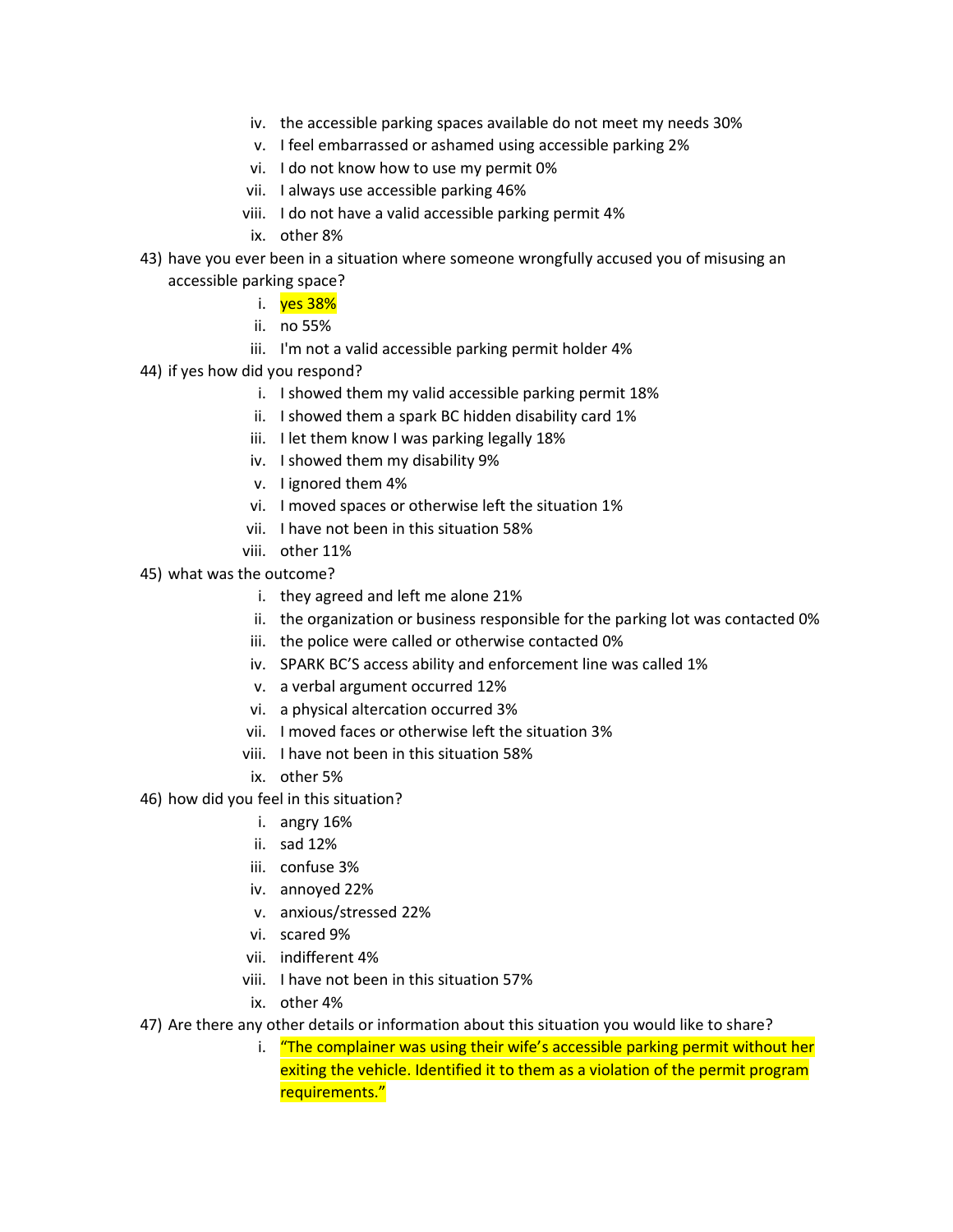iv. the accessible parking spaces available do not meet my needs 30%
v. I feel embarrassed or ashamed using accessible parking 2%
vi. I do not know how to use my permit 0%
vii. I always use accessible parking 46%
viii. I do not have a valid accessible parking permit 4%
ix. other 8%

43) have you ever been in a situation where someone wrongfully accused you of misusing an accessible parking space?
   i. yes 38%
   ii. no 55%
   iii. I'm not a valid accessible parking permit holder 4%

44) if yes how did you respond?
   i. I showed them my valid accessible parking permit 18%
   ii. I showed them a spark BC hidden disability card 1%
   iii. I let them know I was parking legally 18%
   iv. I showed them my disability 9%
   v. I ignored them 4%
   vi. I moved spaces or otherwise left the situation 1%
   vii. I have not been in this situation 58%
   viii. other 11%

45) what was the outcome?
   i. they agreed and left me alone 21%
   ii. the organization or business responsible for the parking lot was contacted 0%
   iii. the police were called or otherwise contacted 0%
   iv. SPARK BC'S access ability and enforcement line was called 1%
   v. a verbal argument occurred 12%
   vi. a physical altercation occurred 3%
   vii. I moved faces or otherwise left the situation 3%
   viii. I have not been in this situation 58%
   ix. other 5%

46) how did you feel in this situation?
   i. angry 16%
   ii. sad 12%
   iii. confuse 3%
   iv. annoyed 22%
   v. anxious/stressed 22%
   vi. scared 9%
   vii. indifferent 4%
   viii. I have not been in this situation 57%
   ix. other 4%

47) Are there any other details or information about this situation you would like to share?
   i. "The complainer was using their wife's accessible parking permit without her exiting the vehicle. Identified it to them as a violation of the permit program requirements."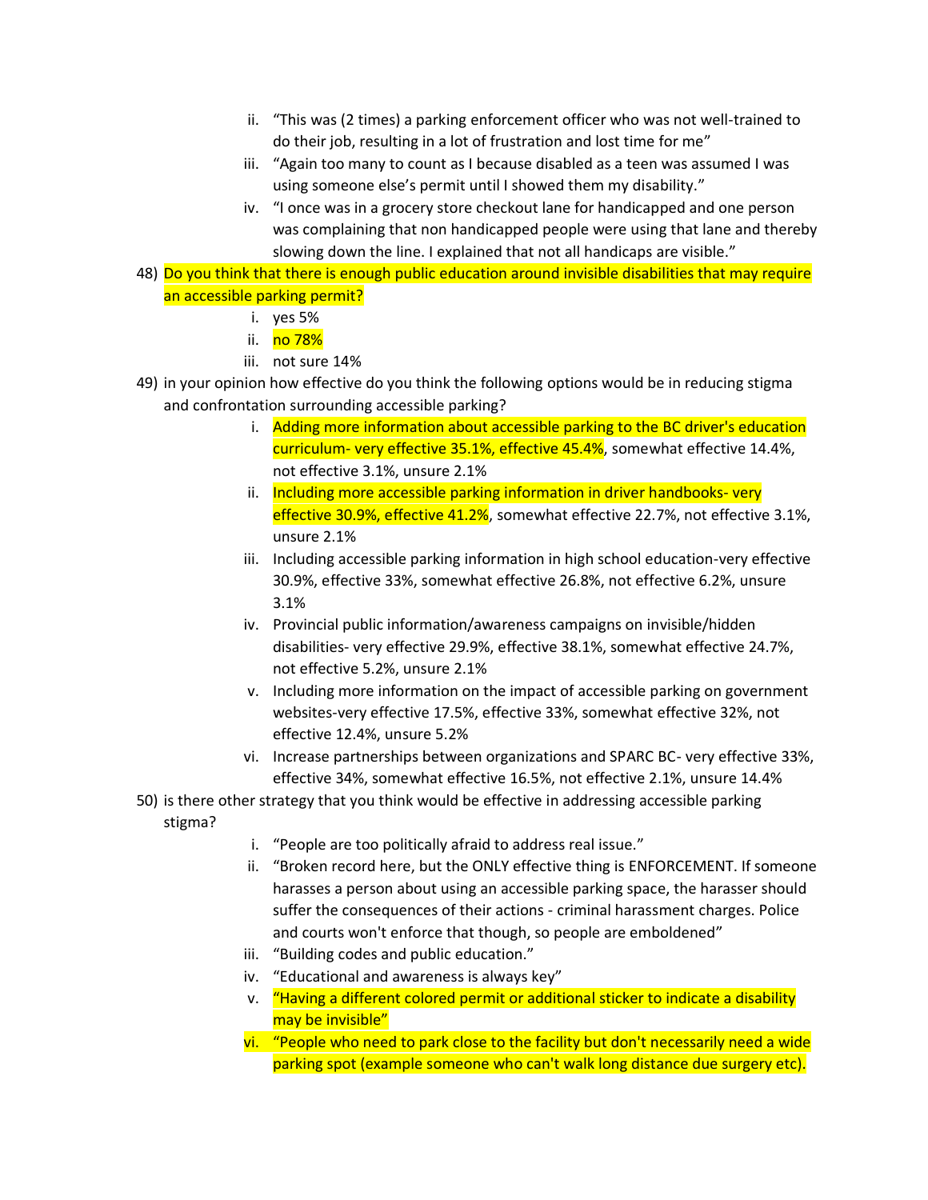ii. "This was (2 times) a parking enforcement officer who was not well-trained to do their job, resulting in a lot of frustration and lost time for me"
   iii. "Again too many to count as I because disabled as a teen was assumed I was using someone else's permit until I showed them my disability."
   iv. "I once was in a grocery store checkout lane for handicapped and one person was complaining that non handicapped people were using that lane and thereby slowing down the line. I explained that not all handicaps are visible."

48) Do you think that there is enough public education around invisible disabilities that may require an accessible parking permit?
   i. yes 5%
   ii. no 78%
   iii. not sure 14%

49) in your opinion how effective do you think the following options would be in reducing stigma and confrontation surrounding accessible parking?
   i. Adding more information about accessible parking to the BC driver's education curriculum- very effective 35.1%, effective 45.4%, somewhat effective 14.4%, not effective 3.1%, unsure 2.1%
   ii. Including more accessible parking information in driver handbooks- very effective 30.9%, effective 41.2%, somewhat effective 22.7%, not effective 3.1%, unsure 2.1%
   iii. Including accessible parking information in high school education-very effective 30.9%, effective 33%, somewhat effective 26.8%, not effective 6.2%, unsure 3.1%
   iv. Provincial public information/awareness campaigns on invisible/hidden disabilities- very effective 29.9%, effective 38.1%, somewhat effective 24.7%, not effective 5.2%, unsure 2.1%
   v. Including more information on the impact of accessible parking on government websites-very effective 17.5%, effective 33%, somewhat effective 32%, not effective 12.4%, unsure 5.2%
   vi. Increase partnerships between organizations and SPARC BC- very effective 33%, effective 34%, somewhat effective 16.5%, not effective 2.1%, unsure 14.4%

50) is there other strategy that you think would be effective in addressing accessible parking stigma?
   i. "People are too politically afraid to address real issue."
   ii. "Broken record here, but the ONLY effective thing is ENFORCEMENT. If someone harasses a person about using an accessible parking space, the harasser should suffer the consequences of their actions - criminal harassment charges. Police and courts won't enforce that though, so people are emboldened"
   iii. "Building codes and public education."
   iv. "Educational and awareness is always key"
   v. "Having a different colored permit or additional sticker to indicate a disability may be invisible"
   vi. "People who need to park close to the facility but don't necessarily need a wide parking spot (example someone who can't walk long distance due surgery etc).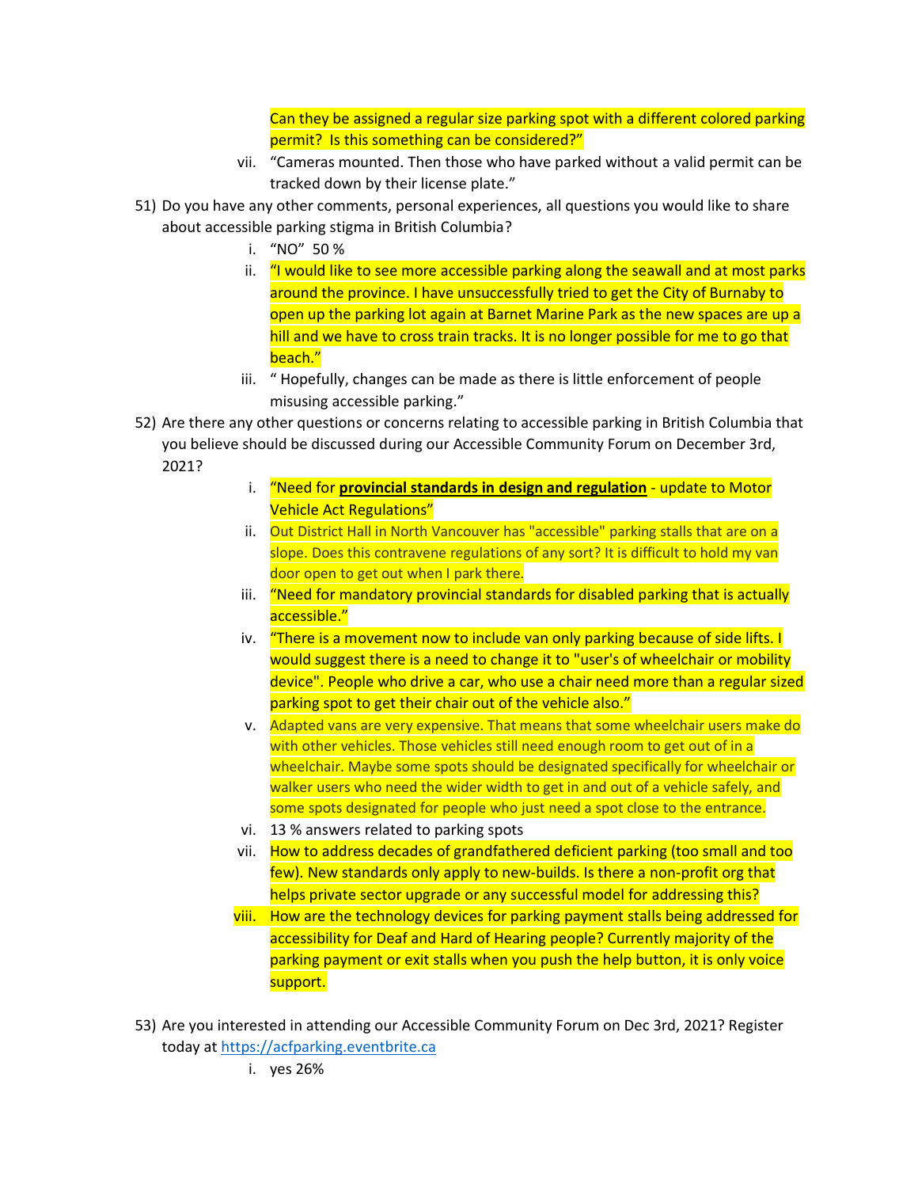Can they be assigned a regular size parking spot with a different colored parking permit?  Is this something can be considered?"

vii. "Cameras mounted. Then those who have parked without a valid permit can be tracked down by their license plate."

51) Do you have any other comments, personal experiences, all questions you would like to share about accessible parking stigma in British Columbia?

   i. "NO"  50 %
   ii. "I would like to see more accessible parking along the seawall and at most parks around the province. I have unsuccessfully tried to get the City of Burnaby to open up the parking lot again at Barnet Marine Park as the new spaces are up a hill and we have to cross train tracks. It is no longer possible for me to go that beach."
   iii. " Hopefully, changes can be made as there is little enforcement of people misusing accessible parking."

52) Are there any other questions or concerns relating to accessible parking in British Columbia that you believe should be discussed during our Accessible Community Forum on December 3rd, 2021?

   i. "Need for **provincial standards in design and regulation** - update to Motor Vehicle Act Regulations"
   ii. Out District Hall in North Vancouver has "accessible" parking stalls that are on a slope. Does this contravene regulations of any sort? It is difficult to hold my van door open to get out when I park there.
   iii. "Need for mandatory provincial standards for disabled parking that is actually accessible."
   iv. "There is a movement now to include van only parking because of side lifts. I would suggest there is a need to change it to "user's of wheelchair or mobility device". People who drive a car, who use a chair need more than a regular sized parking spot to get their chair out of the vehicle also."
   v. Adapted vans are very expensive. That means that some wheelchair users make do with other vehicles. Those vehicles still need enough room to get out of in a wheelchair. Maybe some spots should be designated specifically for wheelchair or walker users who need the wider width to get in and out of a vehicle safely, and some spots designated for people who just need a spot close to the entrance.
   vi. 13 % answers related to parking spots
   vii. How to address decades of grandfathered deficient parking (too small and too few). New standards only apply to new-builds. Is there a non-profit org that helps private sector upgrade or any successful model for addressing this?
   viii. How are the technology devices for parking payment stalls being addressed for accessibility for Deaf and Hard of Hearing people? Currently majority of the parking payment or exit stalls when you push the help button, it is only voice support.

53) Are you interested in attending our Accessible Community Forum on Dec 3rd, 2021? Register today at https://acfparking.eventbrite.ca

   i. yes 26%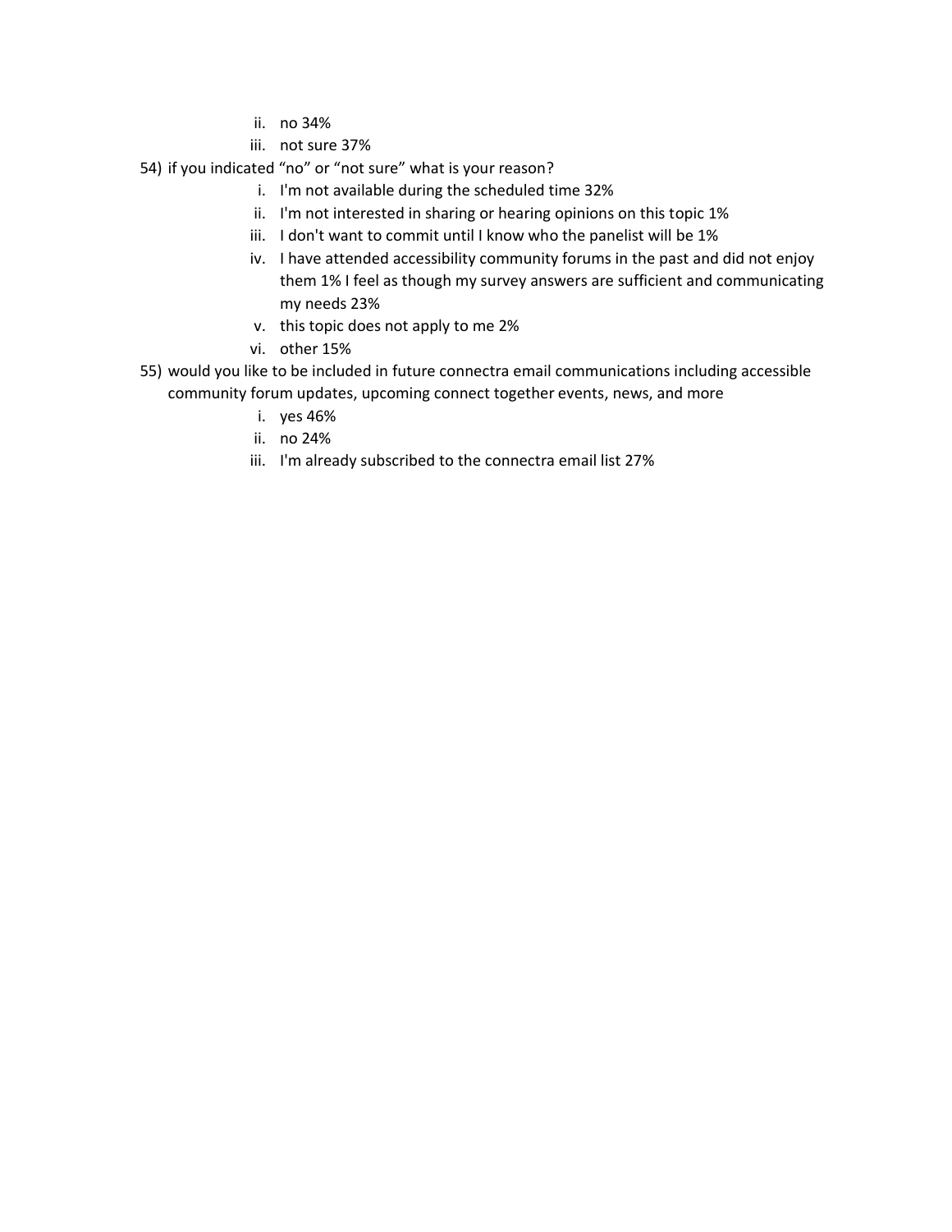ii. no 34%
iii. not sure 37%

54) if you indicated “no” or “not sure” what is your reason?
   i. I'm not available during the scheduled time 32%
   ii. I'm not interested in sharing or hearing opinions on this topic 1%
   iii. I don't want to commit until I know who the panelist will be 1%
   iv. I have attended accessibility community forums in the past and did not enjoy them 1% I feel as though my survey answers are sufficient and communicating my needs 23%
   v. this topic does not apply to me 2%
   vi. other 15%

55) would you like to be included in future connectra email communications including accessible community forum updates, upcoming connect together events, news, and more
   i. yes 46%
   ii. no 24%
   iii. I'm already subscribed to the connectra email list 27%